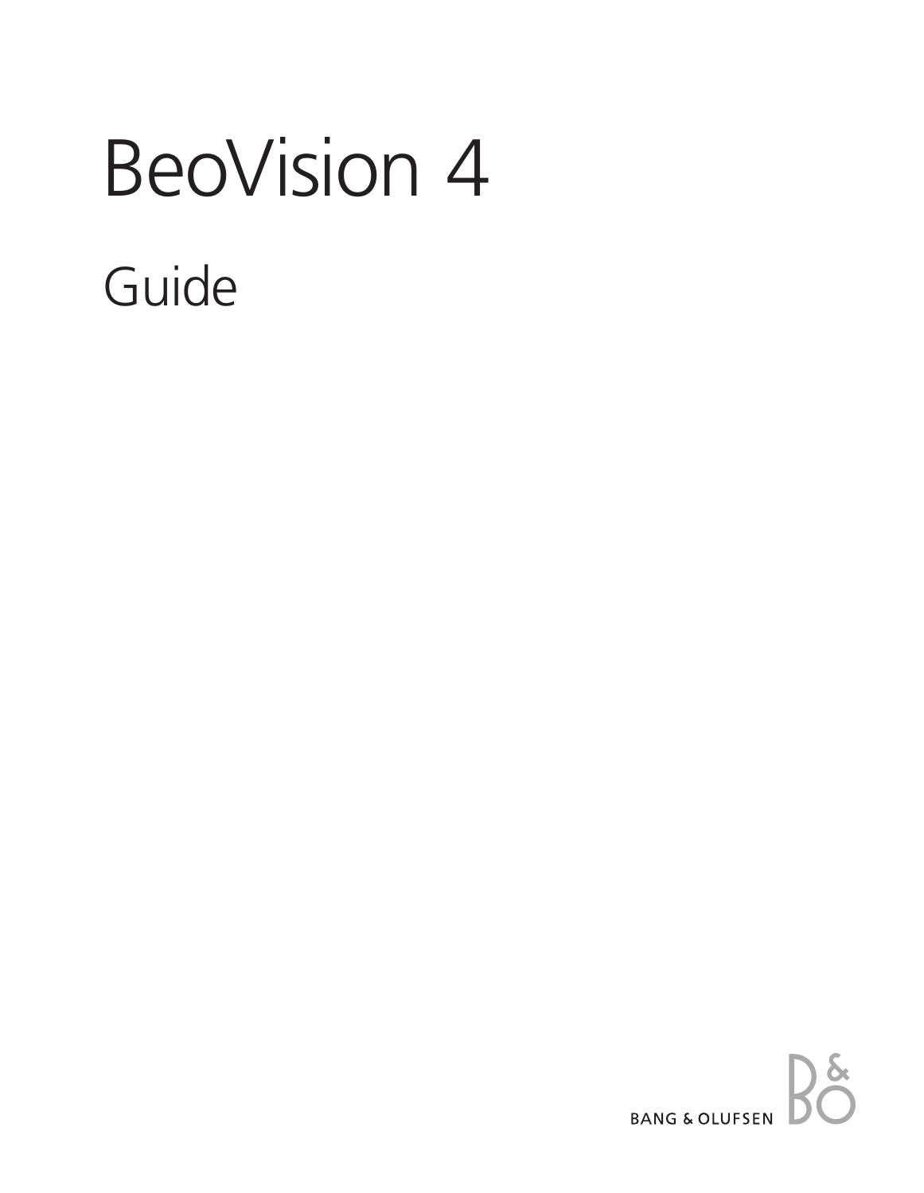# BeoVision 4

## Guide

BANG & OLUFSEN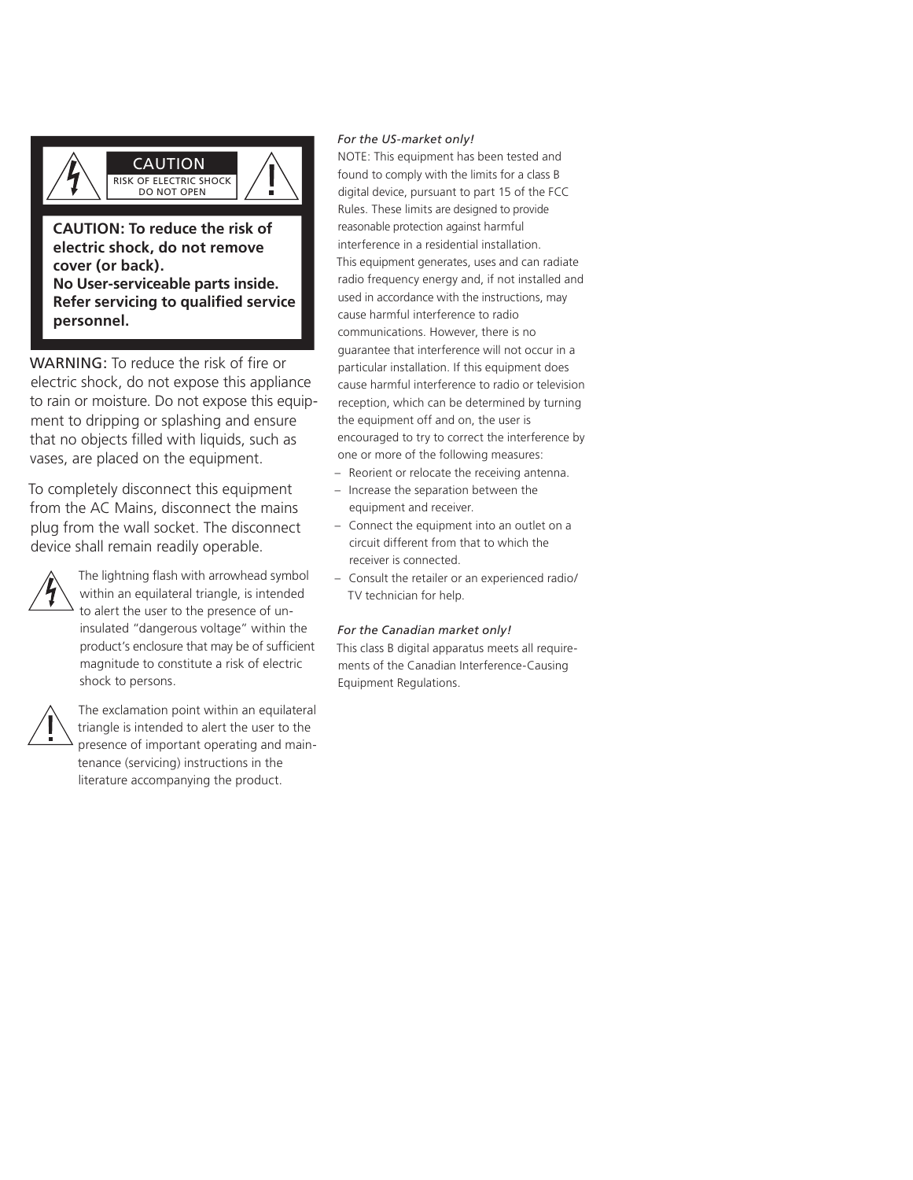**CAUTION**
RISK OF ELECTRIC SHOCK
DO NOT OPEN

**CAUTION: To reduce the risk of electric shock, do not remove cover (or back).**
**No User-serviceable parts inside. Refer servicing to qualified service personnel.**

WARNING: To reduce the risk of fire or electric shock, do not expose this appliance to rain or moisture. Do not expose this equipment to dripping or splashing and ensure that no objects filled with liquids, such as vases, are placed on the equipment.

To completely disconnect this equipment from the AC Mains, disconnect the mains plug from the wall socket. The disconnect device shall remain readily operable.

The lightning flash with arrowhead symbol within an equilateral triangle, is intended to alert the user to the presence of un-insulated "dangerous voltage" within the product's enclosure that may be of sufficient magnitude to constitute a risk of electric shock to persons.

The exclamation point within an equilateral triangle is intended to alert the user to the presence of important operating and maintenance (servicing) instructions in the literature accompanying the product.

*For the US-market only!*

NOTE: This equipment has been tested and found to comply with the limits for a class B digital device, pursuant to part 15 of the FCC Rules. These limits are designed to provide reasonable protection against harmful interference in a residential installation. This equipment generates, uses and can radiate radio frequency energy and, if not installed and used in accordance with the instructions, may cause harmful interference to radio communications. However, there is no guarantee that interference will not occur in a particular installation. If this equipment does cause harmful interference to radio or television reception, which can be determined by turning the equipment off and on, the user is encouraged to try to correct the interference by one or more of the following measures:

- Reorient or relocate the receiving antenna.
- Increase the separation between the equipment and receiver.
- Connect the equipment into an outlet on a circuit different from that to which the receiver is connected.
- Consult the retailer or an experienced radio/TV technician for help.

*For the Canadian market only!*

This class B digital apparatus meets all requirements of the Canadian Interference-Causing Equipment Regulations.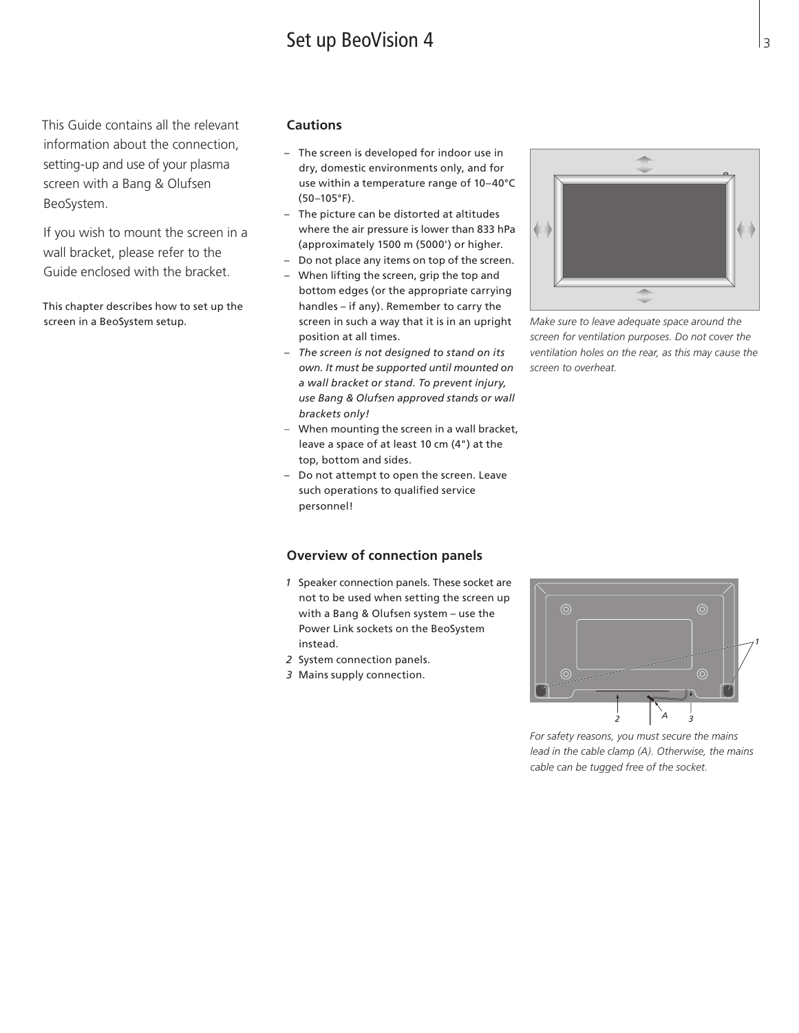# Set up BeoVision 4

This Guide contains all the relevant information about the connection, setting-up and use of your plasma screen with a Bang & Olufsen BeoSystem.

If you wish to mount the screen in a wall bracket, please refer to the Guide enclosed with the bracket.

This chapter describes how to set up the screen in a BeoSystem setup.

## Cautions

- The screen is developed for indoor use in dry, domestic environments only, and for use within a temperature range of 10–40°C (50–105°F).
- The picture can be distorted at altitudes where the air pressure is lower than 833 hPa (approximately 1500 m (5000') or higher.
- Do not place any items on top of the screen.
- When lifting the screen, grip the top and bottom edges (or the appropriate carrying handles – if any). Remember to carry the screen in such a way that it is in an upright position at all times.
- *The screen is not designed to stand on its own. It must be supported until mounted on a wall bracket or stand. To prevent injury, use Bang & Olufsen approved stands or wall brackets only!*
- When mounting the screen in a wall bracket, leave a space of at least 10 cm (4") at the top, bottom and sides.
- Do not attempt to open the screen. Leave such operations to qualified service personnel!

*Make sure to leave adequate space around the screen for ventilation purposes. Do not cover the ventilation holes on the rear, as this may cause the screen to overheat.*

## Overview of connection panels

1. Speaker connection panels. These socket are not to be used when setting the screen up with a Bang & Olufsen system – use the Power Link sockets on the BeoSystem instead.
2. System connection panels.
3. Mains supply connection.

*For safety reasons, you must secure the mains lead in the cable clamp (A). Otherwise, the mains cable can be tugged free of the socket.*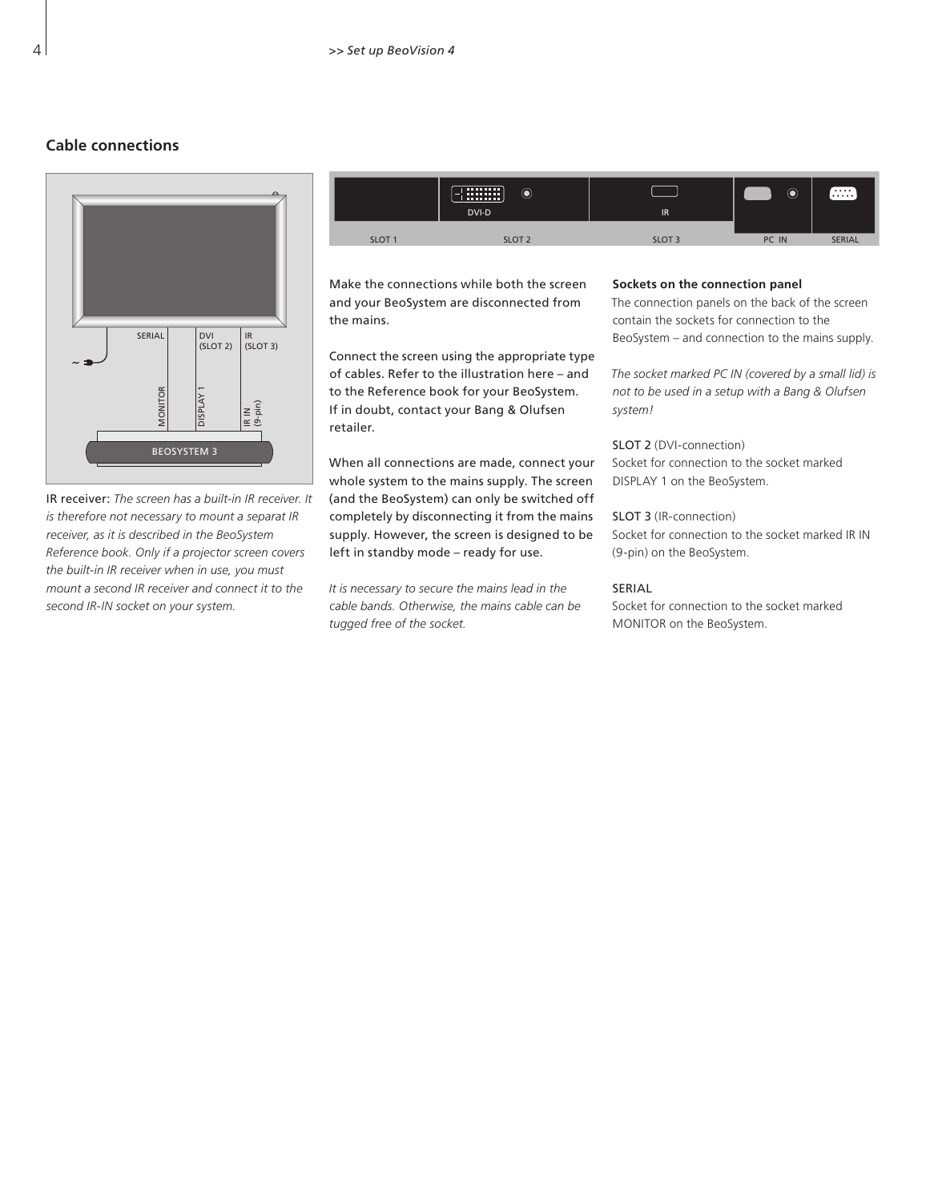## Cable connections

IR receiver: *The screen has a built-in IR receiver. It is therefore not necessary to mount a separat IR receiver, as it is described in the BeoSystem Reference book. Only if a projector screen covers the built-in IR receiver when in use, you must mount a second IR receiver and connect it to the second IR-IN socket on your system.*

Make the connections while both the screen and your BeoSystem are disconnected from the mains.

Connect the screen using the appropriate type of cables. Refer to the illustration here – and to the Reference book for your BeoSystem. If in doubt, contact your Bang & Olufsen retailer.

When all connections are made, connect your whole system to the mains supply. The screen (and the BeoSystem) can only be switched off completely by disconnecting it from the mains supply. However, the screen is designed to be left in standby mode – ready for use.

*It is necessary to secure the mains lead in the cable bands. Otherwise, the mains cable can be tugged free of the socket.*

**Sockets on the connection panel**

The connection panels on the back of the screen contain the sockets for connection to the BeoSystem – and connection to the mains supply.

*The socket marked PC IN (covered by a small lid) is not to be used in a setup with a Bang & Olufsen system!*

SLOT 2 (DVI-connection)
Socket for connection to the socket marked DISPLAY 1 on the BeoSystem.

SLOT 3 (IR-connection)
Socket for connection to the socket marked IR IN (9-pin) on the BeoSystem.

SERIAL
Socket for connection to the socket marked MONITOR on the BeoSystem.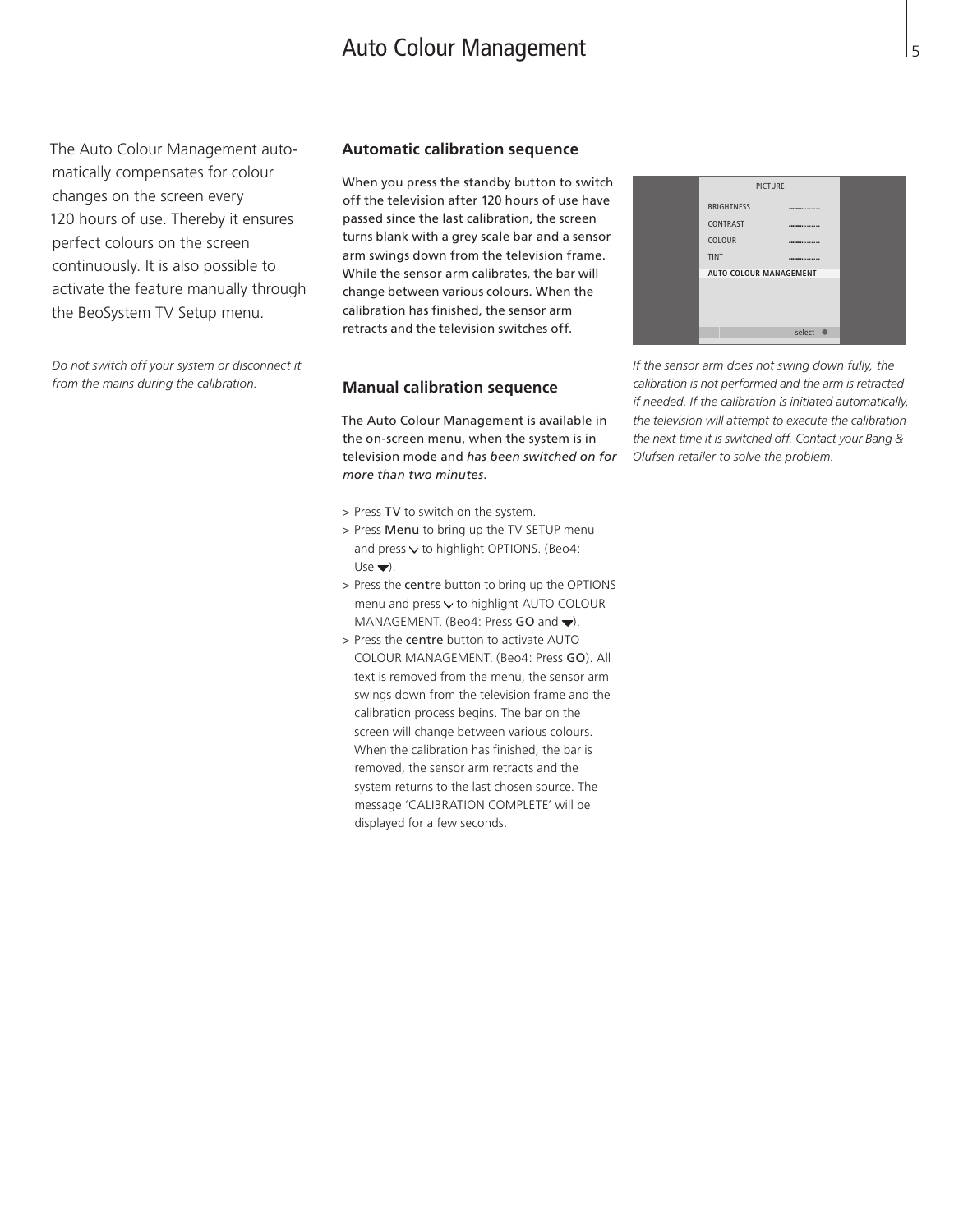# Auto Colour Management

The Auto Colour Management automatically compensates for colour changes on the screen every 120 hours of use. Thereby it ensures perfect colours on the screen continuously. It is also possible to activate the feature manually through the BeoSystem TV Setup menu.

*Do not switch off your system or disconnect it from the mains during the calibration.*

## Automatic calibration sequence

When you press the standby button to switch off the television after 120 hours of use have passed since the last calibration, the screen turns blank with a grey scale bar and a sensor arm swings down from the television frame. While the sensor arm calibrates, the bar will change between various colours. When the calibration has finished, the sensor arm retracts and the television switches off.

## Manual calibration sequence

The Auto Colour Management is available in the on-screen menu, when the system is in television mode and *has been switched on for more than two minutes.*

> Press TV to switch on the system.
> Press Menu to bring up the TV SETUP menu and press ∨ to highlight OPTIONS. (Beo4: Use ▼).
> Press the centre button to bring up the OPTIONS menu and press ∨ to highlight AUTO COLOUR MANAGEMENT. (Beo4: Press GO and ▼).
> Press the centre button to activate AUTO COLOUR MANAGEMENT. (Beo4: Press GO). All text is removed from the menu, the sensor arm swings down from the television frame and the calibration process begins. The bar on the screen will change between various colours. When the calibration has finished, the bar is removed, the sensor arm retracts and the system returns to the last chosen source. The message 'CALIBRATION COMPLETE' will be displayed for a few seconds.

PICTURE
BRIGHTNESS
CONTRAST
COLOUR
TINT
AUTO COLOUR MANAGEMENT
select

*If the sensor arm does not swing down fully, the calibration is not performed and the arm is retracted if needed. If the calibration is initiated automatically, the television will attempt to execute the calibration the next time it is switched off. Contact your Bang & Olufsen retailer to solve the problem.*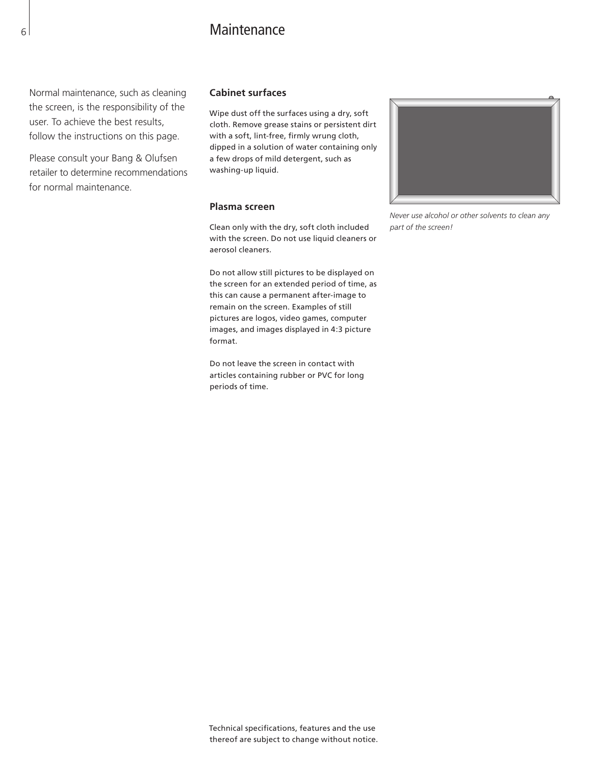# Maintenance

Normal maintenance, such as cleaning the screen, is the responsibility of the user. To achieve the best results, follow the instructions on this page.

Please consult your Bang & Olufsen retailer to determine recommendations for normal maintenance.

### Cabinet surfaces

Wipe dust off the surfaces using a dry, soft cloth. Remove grease stains or persistent dirt with a soft, lint-free, firmly wrung cloth, dipped in a solution of water containing only a few drops of mild detergent, such as washing-up liquid.

### Plasma screen

Clean only with the dry, soft cloth included with the screen. Do not use liquid cleaners or aerosol cleaners.

Do not allow still pictures to be displayed on the screen for an extended period of time, as this can cause a permanent after-image to remain on the screen. Examples of still pictures are logos, video games, computer images, and images displayed in 4:3 picture format.

Do not leave the screen in contact with articles containing rubber or PVC for long periods of time.

*Never use alcohol or other solvents to clean any part of the screen!*

Technical specifications, features and the use thereof are subject to change without notice.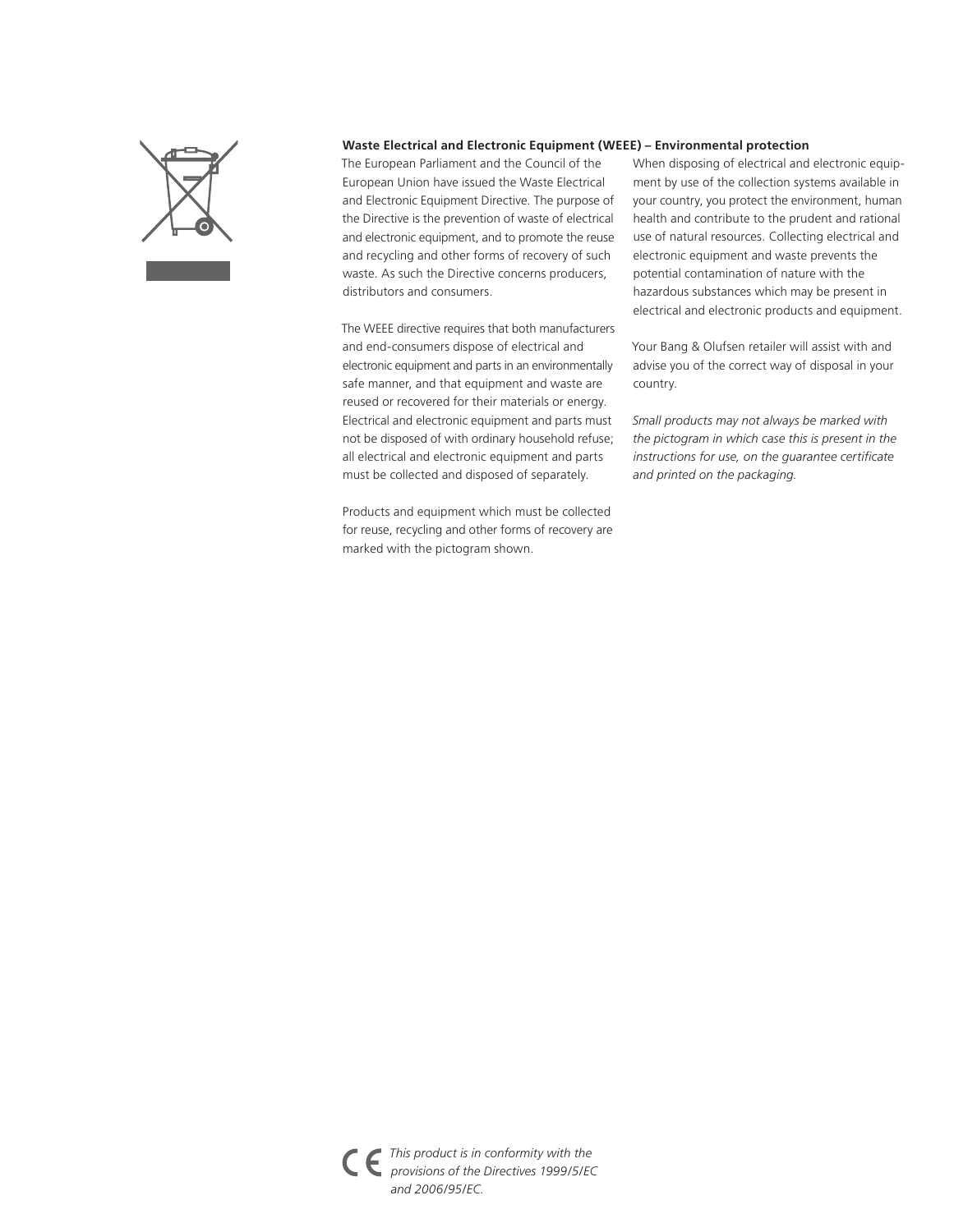**Waste Electrical and Electronic Equipment (WEEE) – Environmental protection**

The European Parliament and the Council of the European Union have issued the Waste Electrical and Electronic Equipment Directive. The purpose of the Directive is the prevention of waste of electrical and electronic equipment, and to promote the reuse and recycling and other forms of recovery of such waste. As such the Directive concerns producers, distributors and consumers.

The WEEE directive requires that both manufacturers and end-consumers dispose of electrical and electronic equipment and parts in an environmentally safe manner, and that equipment and waste are reused or recovered for their materials or energy. Electrical and electronic equipment and parts must not be disposed of with ordinary household refuse; all electrical and electronic equipment and parts must be collected and disposed of separately.

Products and equipment which must be collected for reuse, recycling and other forms of recovery are marked with the pictogram shown.

When disposing of electrical and electronic equipment by use of the collection systems available in your country, you protect the environment, human health and contribute to the prudent and rational use of natural resources. Collecting electrical and electronic equipment and waste prevents the potential contamination of nature with the hazardous substances which may be present in electrical and electronic products and equipment.

Your Bang & Olufsen retailer will assist with and advise you of the correct way of disposal in your country.

*Small products may not always be marked with the pictogram in which case this is present in the instructions for use, on the guarantee certificate and printed on the packaging.*

CE *This product is in conformity with the provisions of the Directives 1999/5/EC and 2006/95/EC.*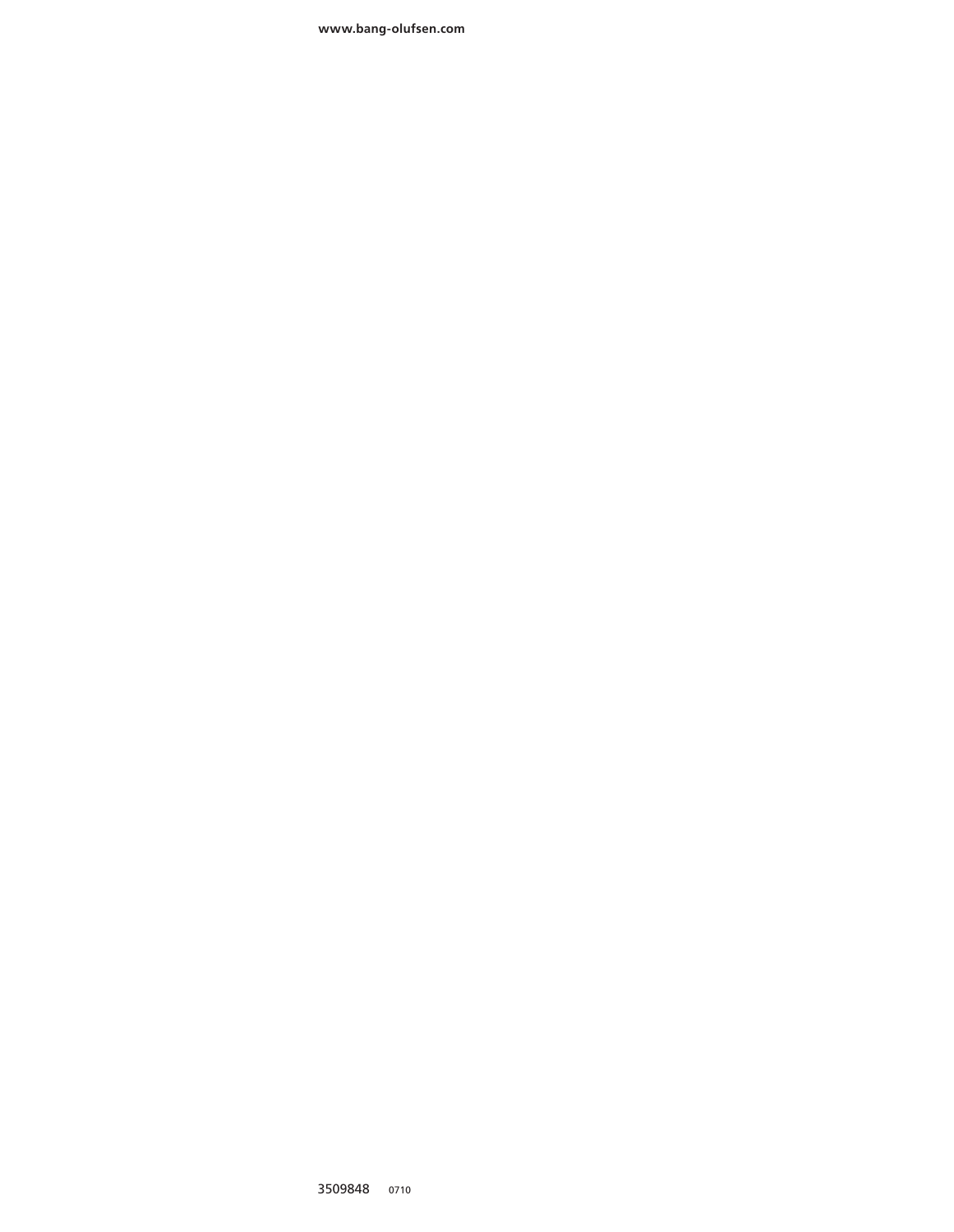**www.bang-olufsen.com**

3509848 0710